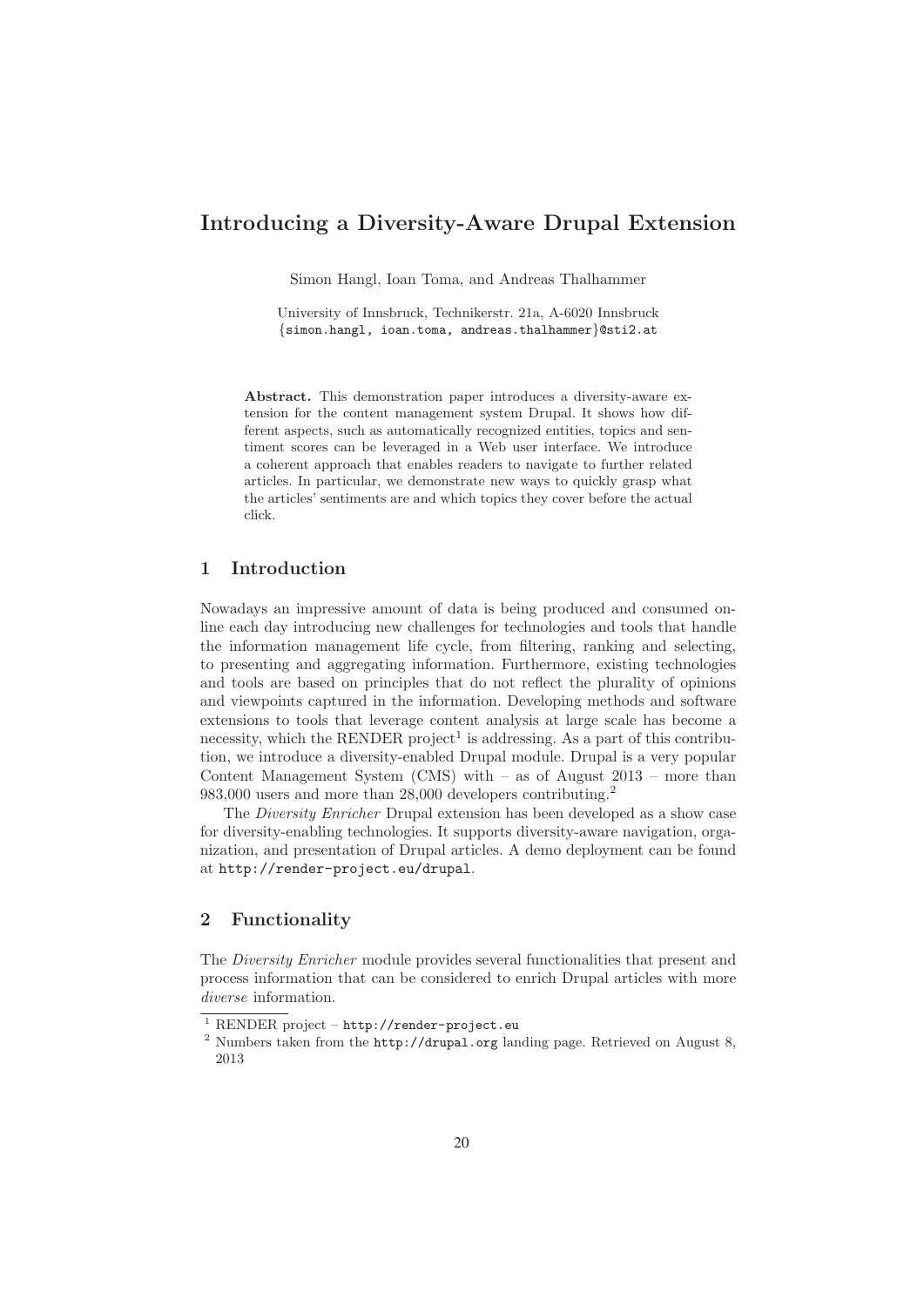# Introducing a Diversity-Aware Drupal Extension

Simon Hangl, Ioan Toma, and Andreas Thalhammer

University of Innsbruck, Technikerstr. 21a, A-6020 Innsbruck
{simon.hangl, ioan.toma, andreas.thalhammer}@sti2.at

**Abstract.** This demonstration paper introduces a diversity-aware extension for the content management system Drupal. It shows how different aspects, such as automatically recognized entities, topics and sentiment scores can be leveraged in a Web user interface. We introduce a coherent approach that enables readers to navigate to further related articles. In particular, we demonstrate new ways to quickly grasp what the articles' sentiments are and which topics they cover before the actual click.

## 1 Introduction

Nowadays an impressive amount of data is being produced and consumed online each day introducing new challenges for technologies and tools that handle the information management life cycle, from filtering, ranking and selecting, to presenting and aggregating information. Furthermore, existing technologies and tools are based on principles that do not reflect the plurality of opinions and viewpoints captured in the information. Developing methods and software extensions to tools that leverage content analysis at large scale has become a necessity, which the RENDER project[1] is addressing. As a part of this contribution, we introduce a diversity-enabled Drupal module. Drupal is a very popular Content Management System (CMS) with – as of August 2013 – more than 983,000 users and more than 28,000 developers contributing.[2]

The *Diversity Enricher* Drupal extension has been developed as a show case for diversity-enabling technologies. It supports diversity-aware navigation, organization, and presentation of Drupal articles. A demo deployment can be found at http://render-project.eu/drupal.

## 2 Functionality

The *Diversity Enricher* module provides several functionalities that present and process information that can be considered to enrich Drupal articles with more *diverse* information.

[1] RENDER project – http://render-project.eu

[2] Numbers taken from the http://drupal.org landing page. Retrieved on August 8, 2013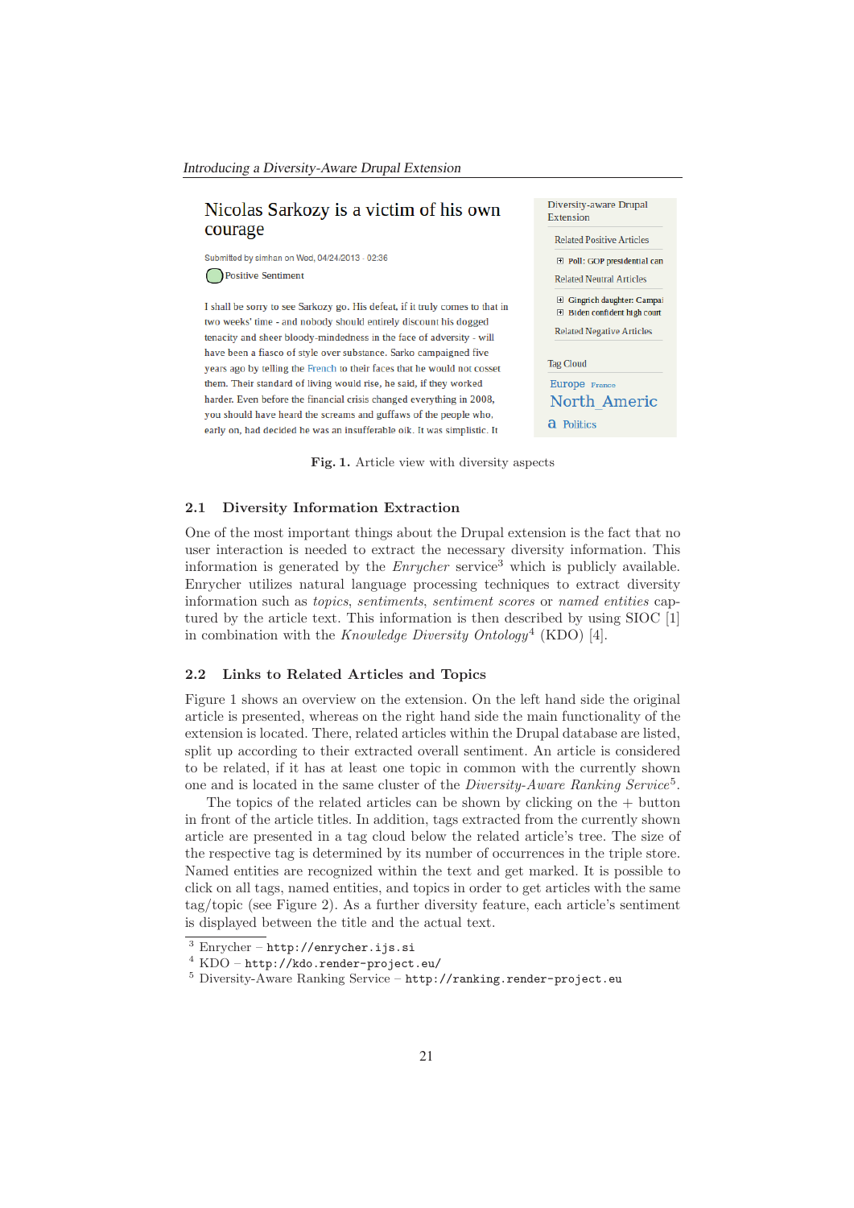Nicolas Sarkozy is a victim of his own courage

Submitted by simhan on Wed, 04/24/2013 - 02:36

Positive Sentiment

I shall be sorry to see Sarkozy go. His defeat, if it truly comes to that in two weeks' time - and nobody should entirely discount his dogged tenacity and sheer bloody-mindedness in the face of adversity - will have been a fiasco of style over substance. Sarko campaigned five years ago by telling the French to their faces that he would not cosset them. Their standard of living would rise, he said, if they worked harder. Even before the financial crisis changed everything in 2008, you should have heard the screams and guffaws of the people who, early on, had decided he was an insufferable oik. It was simplistic. It

Diversity-aware Drupal Extension

Related Positive Articles

- Poll: GOP presidential can

Related Neutral Articles

- Gingrich daughter: Campai
- Biden confident high court

Related Negative Articles

Tag Cloud

Europe France
North_Americ
a Politics

**Fig. 1.** Article view with diversity aspects

## 2.1 Diversity Information Extraction

One of the most important things about the Drupal extension is the fact that no user interaction is needed to extract the necessary diversity information. This information is generated by the *Enrycher* service[3] which is publicly available. Enrycher utilizes natural language processing techniques to extract diversity information such as *topics*, *sentiments*, *sentiment scores* or *named entities* captured by the article text. This information is then described by using SIOC [1] in combination with the *Knowledge Diversity Ontology*[4] (KDO) [4].

## 2.2 Links to Related Articles and Topics

Figure 1 shows an overview on the extension. On the left hand side the original article is presented, whereas on the right hand side the main functionality of the extension is located. There, related articles within the Drupal database are listed, split up according to their extracted overall sentiment. An article is considered to be related, if it has at least one topic in common with the currently shown one and is located in the same cluster of the *Diversity-Aware Ranking Service*[5].

The topics of the related articles can be shown by clicking on the + button in front of the article titles. In addition, tags extracted from the currently shown article are presented in a tag cloud below the related article's tree. The size of the respective tag is determined by its number of occurrences in the triple store. Named entities are recognized within the text and get marked. It is possible to click on all tags, named entities, and topics in order to get articles with the same tag/topic (see Figure 2). As a further diversity feature, each article's sentiment is displayed between the title and the actual text.

[3] Enrycher – `http://enrycher.ijs.si`

[4] KDO – `http://kdo.render-project.eu/`

[5] Diversity-Aware Ranking Service – `http://ranking.render-project.eu`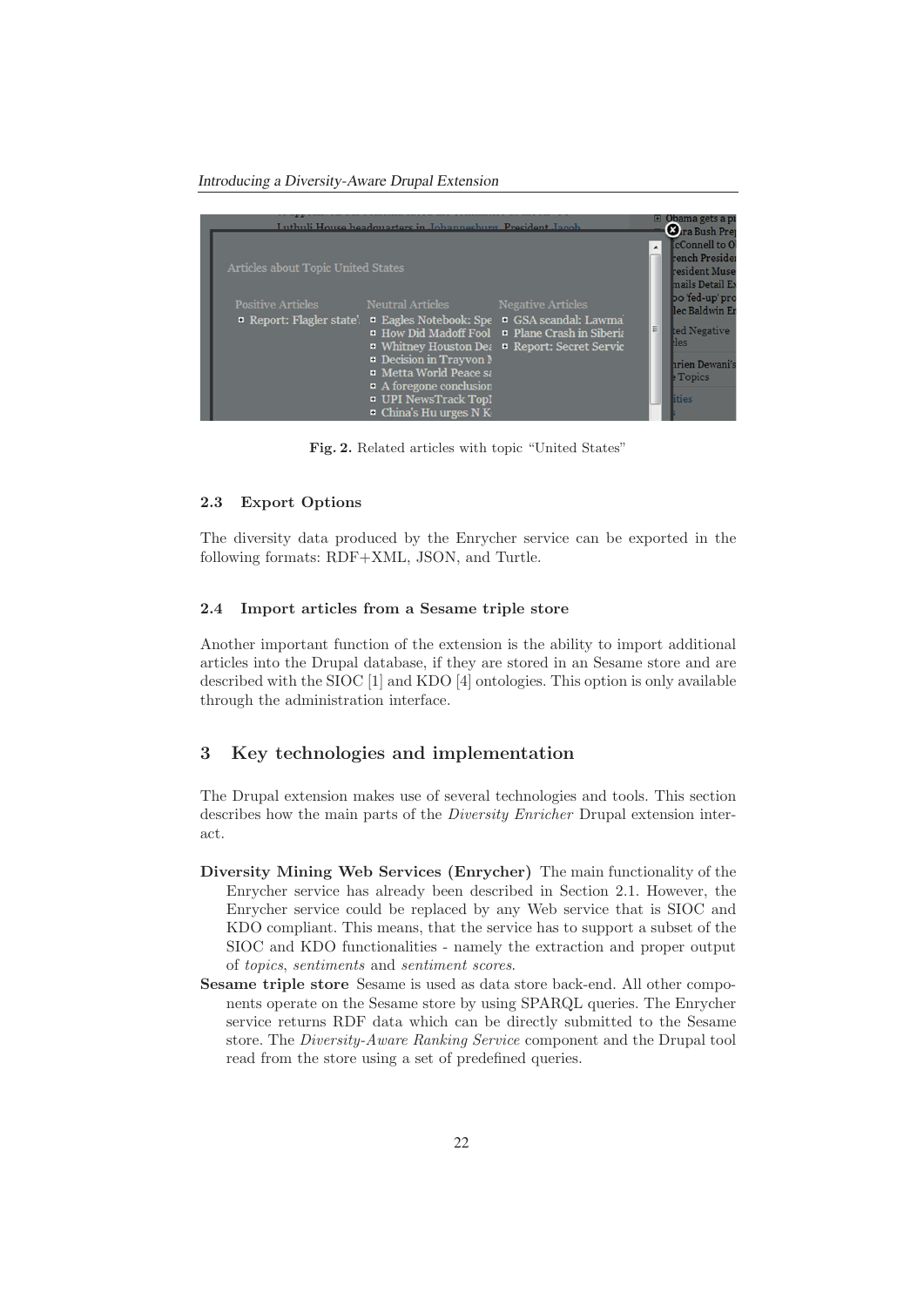Fig. 2. Related articles with topic "United States"

### 2.3 Export Options

The diversity data produced by the Enrycher service can be exported in the following formats: RDF+XML, JSON, and Turtle.

### 2.4 Import articles from a Sesame triple store

Another important function of the extension is the ability to import additional articles into the Drupal database, if they are stored in an Sesame store and are described with the SIOC [1] and KDO [4] ontologies. This option is only available through the administration interface.

## 3 Key technologies and implementation

The Drupal extension makes use of several technologies and tools. This section describes how the main parts of the *Diversity Enricher* Drupal extension interact.

**Diversity Mining Web Services (Enrycher)** The main functionality of the Enrycher service has already been described in Section 2.1. However, the Enrycher service could be replaced by any Web service that is SIOC and KDO compliant. This means, that the service has to support a subset of the SIOC and KDO functionalities - namely the extraction and proper output of *topics*, *sentiments* and *sentiment scores*.

**Sesame triple store** Sesame is used as data store back-end. All other components operate on the Sesame store by using SPARQL queries. The Enrycher service returns RDF data which can be directly submitted to the Sesame store. The *Diversity-Aware Ranking Service* component and the Drupal tool read from the store using a set of predefined queries.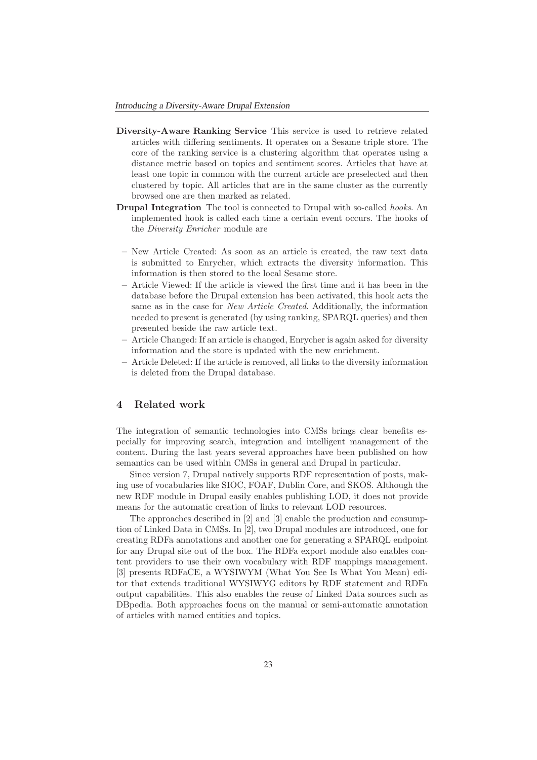**Diversity-Aware Ranking Service** This service is used to retrieve related articles with differing sentiments. It operates on a Sesame triple store. The core of the ranking service is a clustering algorithm that operates using a distance metric based on topics and sentiment scores. Articles that have at least one topic in common with the current article are preselected and then clustered by topic. All articles that are in the same cluster as the currently browsed one are then marked as related.

**Drupal Integration** The tool is connected to Drupal with so-called *hooks*. An implemented hook is called each time a certain event occurs. The hooks of the *Diversity Enricher* module are

- New Article Created: As soon as an article is created, the raw text data is submitted to Enrycher, which extracts the diversity information. This information is then stored to the local Sesame store.
- Article Viewed: If the article is viewed the first time and it has been in the database before the Drupal extension has been activated, this hook acts the same as in the case for *New Article Created*. Additionally, the information needed to present is generated (by using ranking, SPARQL queries) and then presented beside the raw article text.
- Article Changed: If an article is changed, Enrycher is again asked for diversity information and the store is updated with the new enrichment.
- Article Deleted: If the article is removed, all links to the diversity information is deleted from the Drupal database.

## 4 Related work

The integration of semantic technologies into CMSs brings clear benefits especially for improving search, integration and intelligent management of the content. During the last years several approaches have been published on how semantics can be used within CMSs in general and Drupal in particular.

Since version 7, Drupal natively supports RDF representation of posts, making use of vocabularies like SIOC, FOAF, Dublin Core, and SKOS. Although the new RDF module in Drupal easily enables publishing LOD, it does not provide means for the automatic creation of links to relevant LOD resources.

The approaches described in [2] and [3] enable the production and consumption of Linked Data in CMSs. In [2], two Drupal modules are introduced, one for creating RDFa annotations and another one for generating a SPARQL endpoint for any Drupal site out of the box. The RDFa export module also enables content providers to use their own vocabulary with RDF mappings management. [3] presents RDFaCE, a WYSIWYM (What You See Is What You Mean) editor that extends traditional WYSIWYG editors by RDF statement and RDFa output capabilities. This also enables the reuse of Linked Data sources such as DBpedia. Both approaches focus on the manual or semi-automatic annotation of articles with named entities and topics.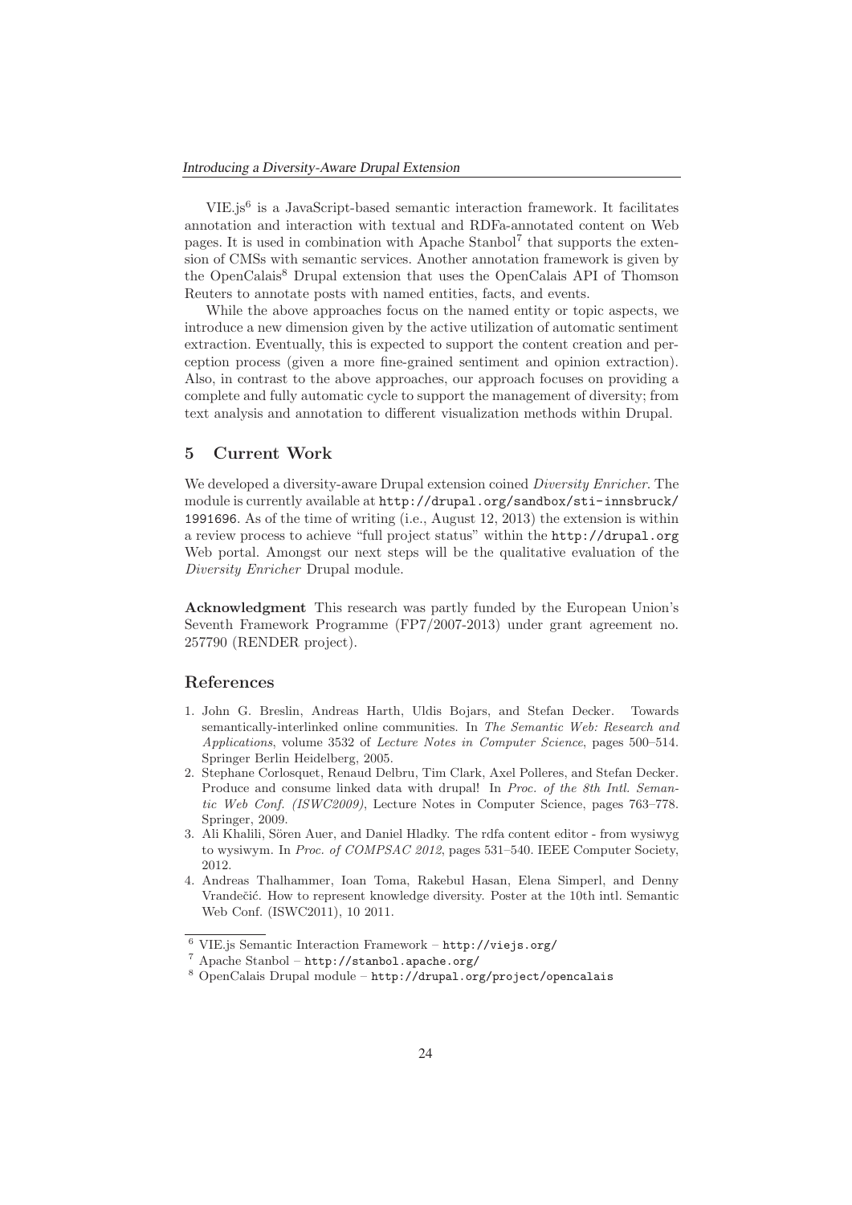VIE.js[6] is a JavaScript-based semantic interaction framework. It facilitates annotation and interaction with textual and RDFa-annotated content on Web pages. It is used in combination with Apache Stanbol[7] that supports the extension of CMSs with semantic services. Another annotation framework is given by the OpenCalais[8] Drupal extension that uses the OpenCalais API of Thomson Reuters to annotate posts with named entities, facts, and events.

While the above approaches focus on the named entity or topic aspects, we introduce a new dimension given by the active utilization of automatic sentiment extraction. Eventually, this is expected to support the content creation and perception process (given a more fine-grained sentiment and opinion extraction). Also, in contrast to the above approaches, our approach focuses on providing a complete and fully automatic cycle to support the management of diversity; from text analysis and annotation to different visualization methods within Drupal.

## 5 Current Work

We developed a diversity-aware Drupal extension coined *Diversity Enricher*. The module is currently available at `http://drupal.org/sandbox/sti-innsbruck/1991696`. As of the time of writing (i.e., August 12, 2013) the extension is within a review process to achieve "full project status" within the `http://drupal.org` Web portal. Amongst our next steps will be the qualitative evaluation of the *Diversity Enricher* Drupal module.

**Acknowledgment** This research was partly funded by the European Union's Seventh Framework Programme (FP7/2007-2013) under grant agreement no. 257790 (RENDER project).

## References

1. John G. Breslin, Andreas Harth, Uldis Bojars, and Stefan Decker. Towards semantically-interlinked online communities. In *The Semantic Web: Research and Applications*, volume 3532 of *Lecture Notes in Computer Science*, pages 500–514. Springer Berlin Heidelberg, 2005.
2. Stephane Corlosquet, Renaud Delbru, Tim Clark, Axel Polleres, and Stefan Decker. Produce and consume linked data with drupal! In *Proc. of the 8th Intl. Semantic Web Conf. (ISWC2009)*, Lecture Notes in Computer Science, pages 763–778. Springer, 2009.
3. Ali Khalili, Sören Auer, and Daniel Hladky. The rdfa content editor - from wysiwyg to wysiwym. In *Proc. of COMPSAC 2012*, pages 531–540. IEEE Computer Society, 2012.
4. Andreas Thalhammer, Ioan Toma, Rakebul Hasan, Elena Simperl, and Denny Vrandečić. How to represent knowledge diversity. Poster at the 10th intl. Semantic Web Conf. (ISWC2011), 10 2011.

---

[6] VIE.js Semantic Interaction Framework – `http://viejs.org/`

[7] Apache Stanbol – `http://stanbol.apache.org/`

[8] OpenCalais Drupal module – `http://drupal.org/project/opencalais`